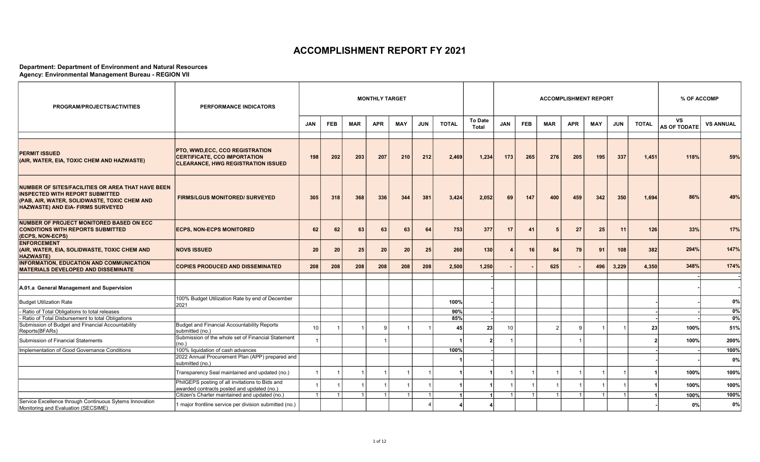# ACCOMPLISHMENT REPORT FY 2021

**Department: Department of Environment and Natural Resources**
**Agency: Environmental Management Bureau - REGION VII**

| PROGRAM/PROJECTS/ACTIVITIES | PERFORMANCE INDICATORS | MONTHLY TARGET | | | | | | | | ACCOMPLISHMENT REPORT | | | | | | | % OF ACCOMP | |
|---|---|---|---|---|---|---|---|---|---|---|---|---|---|---|---|---|---|---|
| | | JAN | FEB | MAR | APR | MAY | JUN | TOTAL | To Date Total | JAN | FEB | MAR | APR | MAY | JUN | TOTAL | VS AS OF TODATE | VS ANNUAL |
| **PERMIT ISSUED (AIR, WATER, EIA, TOXIC CHEM AND HAZWASTE)** | **PTO, WWD,ECC, CCO REGISTRATION CERTIFICATE, CCO IMPORTATION CLEARANCE, HWG REGISTRATION ISSUED** | 198 | 202 | 203 | 207 | 210 | 212 | 2,469 | 1,234 | 173 | 265 | 276 | 205 | 195 | 337 | 1,451 | 118% | 59% |
| **NUMBER OF SITES/FACILITIES OR AREA THAT HAVE BEEN INSPECTED WITH REPORT SUBMITTED (PAB, AIR, WATER, SOLIDWASTE, TOXIC CHEM AND HAZWASTE) AND EIA- FIRMS SURVEYED** | **FIRMS/LGUS MONITORED/ SURVEYED** | 305 | 318 | 368 | 336 | 344 | 381 | 3,424 | 2,052 | 69 | 147 | 400 | 459 | 342 | 350 | 1,694 | 86% | 49% |
| **NUMBER OF PROJECT MONITORED BASED ON ECC CONDITIONS WITH REPORTS SUBMITTED (ECPS, NON-ECPS)** | **ECPS, NON-ECPS MONITORED** | 62 | 62 | 63 | 63 | 63 | 64 | 753 | 377 | 17 | 41 | 5 | 27 | 25 | 11 | 126 | 33% | 17% |
| **ENFORCEMENT (AIR, WATER, EIA, SOLIDWASTE, TOXIC CHEM AND HAZWASTE)** | **NOVS ISSUED** | 20 | 20 | 25 | 20 | 20 | 25 | 260 | 130 | 4 | 16 | 84 | 79 | 91 | 108 | 382 | 294% | 147% |
| **INFORMATION, EDUCATION AND COMMUNICATION MATERIALS DEVELOPED AND DISSEMINATE** | **COPIES PRODUCED AND DISSEMINATED** | 208 | 208 | 208 | 208 | 208 | 208 | 2,500 | 1,250 | - | - | 625 | - | 496 | 3,229 | 4,350 | 348% | 174% |
| | | | | | | | | | - | | | | | | | | - | - |
| **A.01.a General Management and Supervision** | | | | | | | | | - | | | | | | | | - | - |
| Budget Utilization Rate | 100% Budget Utilization Rate by end of December 2021 | | | | | | | 100% | - | | | | | | | - | - | 0% |
| - Ratio of Total Obligations to total releases | | | | | | | | 90% | - | | | | | | | - | - | 0% |
| - Ratio of Total Disbursement to total Obligations | | | | | | | | 85% | - | | | | | | | - | - | 0% |
| Submission of Budget and Financial Accountability Reports(BFARs) | Budget and Financial Accountability Reports submitted (no.) | 10 | 1 | 1 | 9 | 1 | 1 | 45 | 23 | 10 | | 2 | 9 | 1 | 1 | 23 | 100% | 51% |
| Submission of Financial Statements | Submission of the whole set of Financial Statement (no.) | 1 | | | 1 | | | 1 | 2 | 1 | | | 1 | | | 2 | 100% | 200% |
| Implementation of Good Governance Conditions | 100% liquidation of cash advances | | | | | | | 100% | - | | | | | | | - | - | 100% |
| | 2022 Annual Procurement Plan (APP) prepared and submitted (no.) | | | | | | | 1 | - | | | | | | | - | - | 0% |
| | Transparency Seal maintained and updated (no.) | 1 | 1 | 1 | 1 | 1 | 1 | 1 | 1 | 1 | 1 | 1 | 1 | 1 | 1 | 1 | 100% | 100% |
| | PhilGEPS posting of all invitations to Bids and awarded contracts posted and updated (no.) | 1 | 1 | 1 | 1 | 1 | 1 | 1 | 1 | 1 | 1 | 1 | 1 | 1 | 1 | 1 | 100% | 100% |
| | Citizen's Charter maintained and updated (no.) | 1 | 1 | 1 | 1 | 1 | 1 | 1 | 1 | 1 | 1 | 1 | 1 | 1 | 1 | 1 | 100% | 100% |
| Service Excellence through Continuous Sytems Innovation Monitoring and Evaluation (SECSIME) | 1 major frontline service per division submitted (no.) | | | | | | 4 | 4 | 4 | | | | | | | - | 0% | 0% |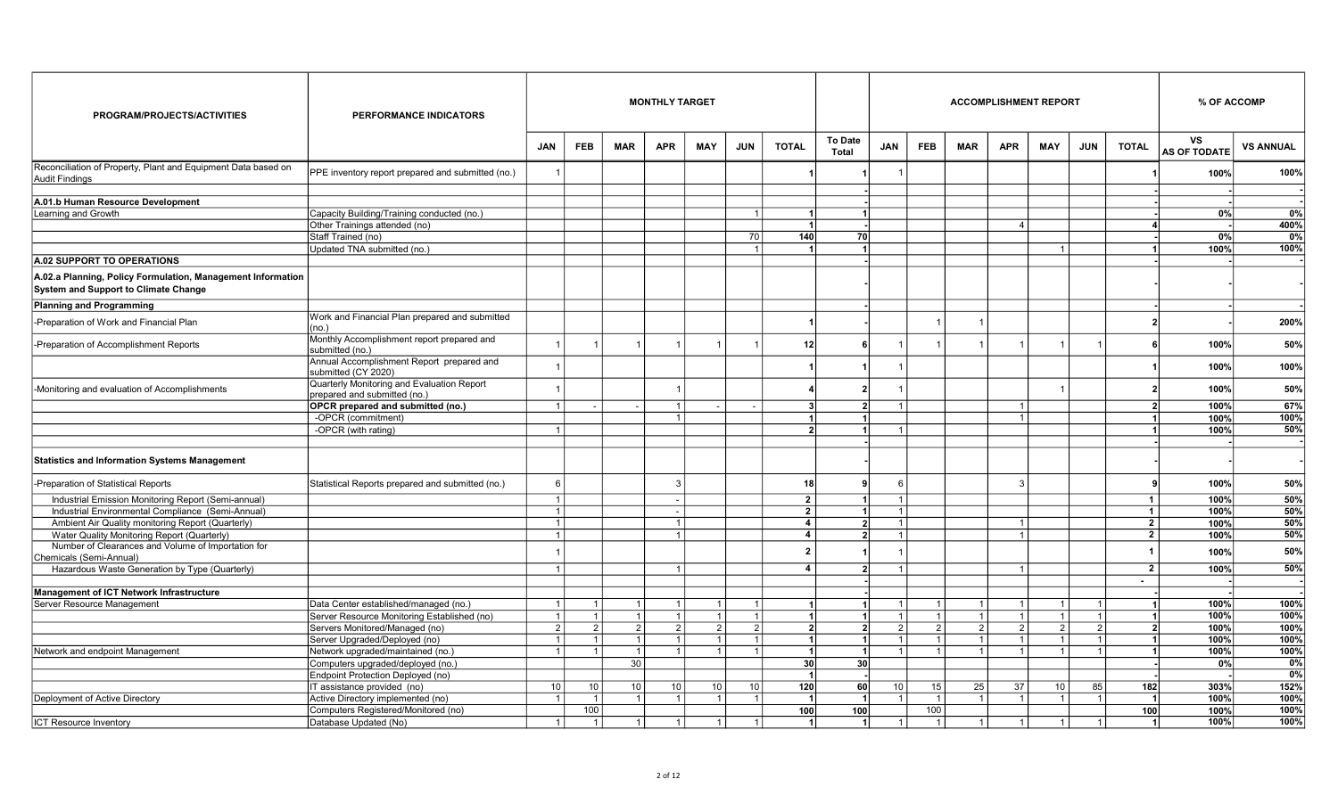| PROGRAM/PROJECTS/ACTIVITIES | PERFORMANCE INDICATORS | MONTHLY TARGET | | | | | | | | ACCOMPLISHMENT REPORT | | | | | | | % OF ACCOMP | |
|---|---|---|---|---|---|---|---|---|---|---|---|---|---|---|---|---|---|---|
| | | JAN | FEB | MAR | APR | MAY | JUN | TOTAL | To Date Total | JAN | FEB | MAR | APR | MAY | JUN | TOTAL | VS AS OF TODATE | VS ANNUAL |
| Reconciliation of Property, Plant and Equipment Data based on Audit Findings | PPE inventory report prepared and submitted (no.) | 1 | | | | | | 1 | 1 | 1 | | | | | | 1 | 100% | 100% |
| | | | | | | | | | - | | | | | | | - | - | - |
| **A.01.b Human Resource Development** | | | | | | | | | - | | | | | | | - | - | - |
| Learning and Growth | Capacity Building/Training conducted (no.) | | | | | | 1 | 1 | 1 | | | | | | | - | 0% | 0% |
| | Other Trainings attended (no) | | | | | | | 1 | - | | | | 4 | | | 4 | - | 400% |
| | Staff Trained (no) | | | | | | 70 | 140 | 70 | | | | | | | - | 0% | 0% |
| | Updated TNA submitted (no.) | | | | | | 1 | 1 | 1 | | | | | 1 | | 1 | 100% | 100% |
| **A.02 SUPPORT TO OPERATIONS** | | | | | | | | | - | | | | | | | - | - | - |
| **A.02.a Planning, Policy Formulation, Management Information System and Support to Climate Change** | | | | | | | | | - | | | | | | | - | - | - |
| **Planning and Programming** | | | | | | | | | - | | | | | | | - | - | - |
| -Preparation of Work and Financial Plan | Work and Financial Plan prepared and submitted (no.) | | | | | | | 1 | - | | 1 | 1 | | | | 2 | - | 200% |
| -Preparation of Accomplishment Reports | Monthly Accomplishment report prepared and submitted (no.) | 1 | 1 | 1 | 1 | 1 | 1 | 12 | 6 | 1 | 1 | 1 | 1 | 1 | 1 | 6 | 100% | 50% |
| | Annual Accomplishment Report prepared and submitted (CY 2020) | 1 | | | | | | 1 | 1 | 1 | | | | | | 1 | 100% | 100% |
| -Monitoring and evaluation of Accomplishments | Quarterly Monitoring and Evaluation Report prepared and submitted (no.) | 1 | | | 1 | | | 4 | 2 | 1 | | | | 1 | | 2 | 100% | 50% |
| | **OPCR prepared and submitted (no.)** | 1 | - | - | 1 | - | - | 3 | 2 | 1 | | | 1 | | | 2 | 100% | 67% |
| | -OPCR (commitment) | | | | 1 | | | 1 | 1 | | | | 1 | | | 1 | 100% | 100% |
| | -OPCR (with rating) | 1 | | | | | | 2 | 1 | 1 | | | | | | 1 | 100% | 50% |
| | | | | | | | | | - | | | | | | | - | - | - |
| **Statistics and Information Systems Management** | | | | | | | | | - | | | | | | | - | - | - |
| -Preparation of Statistical Reports | Statistical Reports prepared and submitted (no.) | 6 | | | 3 | | | 18 | 9 | 6 | | | 3 | | | 9 | 100% | 50% |
| Industrial Emission Monitoring Report (Semi-annual) | | 1 | | | - | | | 2 | 1 | 1 | | | | | | 1 | 100% | 50% |
| Industrial Environmental Compliance (Semi-Annual) | | 1 | | | - | | | 2 | 1 | 1 | | | | | | 1 | 100% | 50% |
| Ambient Air Quality monitoring Report (Quarterly) | | 1 | | | 1 | | | 4 | 2 | 1 | | | 1 | | | 2 | 100% | 50% |
| Water Quality Monitoring Report (Quarterly) | | 1 | | | 1 | | | 4 | 2 | 1 | | | 1 | | | 2 | 100% | 50% |
| Number of Clearances and Volume of Importation for Chemicals (Semi-Annual) | | 1 | | | | | | 2 | 1 | 1 | | | | | | 1 | 100% | 50% |
| Hazardous Waste Generation by Type (Quarterly) | | 1 | | | 1 | | | 4 | 2 | 1 | | | 1 | | | 2 | 100% | 50% |
| | | | | | | | | | - | | | | | | | - | | |
| **Management of ICT Network Infrastructure** | | | | | | | | | - | | | | | | | - | - | - |
| Server Resource Management | Data Center established/managed (no.) | 1 | 1 | 1 | 1 | 1 | 1 | 1 | 1 | 1 | 1 | 1 | 1 | 1 | 1 | 1 | 100% | 100% |
| | Server Resource Monitoring Established (no) | 1 | 1 | 1 | 1 | 1 | 1 | 1 | 1 | 1 | 1 | 1 | 1 | 1 | 1 | 1 | 100% | 100% |
| | Servers Monitored/Managed (no) | 2 | 2 | 2 | 2 | 2 | 2 | 2 | 2 | 2 | 2 | 2 | 2 | 2 | 2 | 2 | 100% | 100% |
| | Server Upgraded/Deployed (no) | 1 | 1 | 1 | 1 | 1 | 1 | 1 | 1 | 1 | 1 | 1 | 1 | 1 | 1 | 1 | 100% | 100% |
| Network and endpoint Management | Network upgraded/maintained (no.) | 1 | 1 | 1 | 1 | 1 | 1 | 1 | 1 | 1 | 1 | 1 | 1 | 1 | 1 | 1 | 100% | 100% |
| | Computers upgraded/deployed (no.) | | | 30 | | | | 30 | 30 | | | | | | | - | 0% | 0% |
| | Endpoint Protection Deployed (no) | | | | | | | 1 | - | | | | | | | - | - | 0% |
| | IT assistance provided (no) | 10 | 10 | 10 | 10 | 10 | 10 | 120 | 60 | 10 | 15 | 25 | 37 | 10 | 85 | 182 | 303% | 152% |
| Deployment of Active Directory | Active Directory implemented (no) | 1 | 1 | 1 | 1 | 1 | 1 | 1 | 1 | 1 | 1 | 1 | 1 | 1 | 1 | 1 | 100% | 100% |
| | Computers Registered/Monitored (no) | | 100 | | | | | 100 | 100 | | 100 | | | | | 100 | 100% | 100% |
| ICT Resource Inventory | Database Updated (No) | 1 | 1 | 1 | 1 | 1 | 1 | 1 | 1 | 1 | 1 | 1 | 1 | 1 | 1 | 1 | 100% | 100% |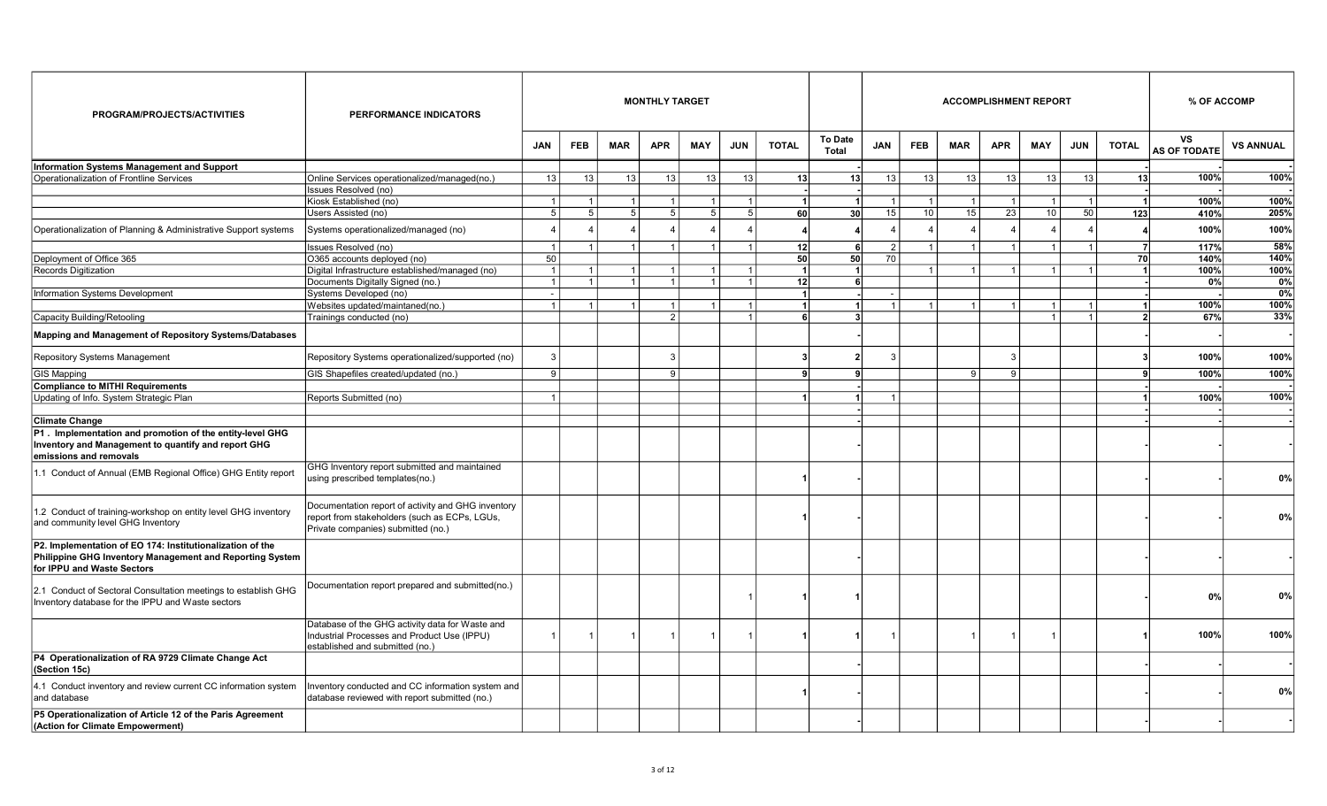| PROGRAM/PROJECTS/ACTIVITIES | PERFORMANCE INDICATORS | MONTHLY TARGET | | | | | | | | ACCOMPLISHMENT REPORT | | | | | | | % OF ACCOMP | |
|---|---|---|---|---|---|---|---|---|---|---|---|---|---|---|---|---|---|---|
| | | JAN | FEB | MAR | APR | MAY | JUN | TOTAL | To Date Total | JAN | FEB | MAR | APR | MAY | JUN | TOTAL | VS AS OF TODATE | VS ANNUAL |
| **Information Systems Management and Support** | | | | | | | | | - | | | | | | | - | - | - |
| Operationalization of Frontline Services | Online Services operationalized/managed(no.) | 13 | 13 | 13 | 13 | 13 | 13 | 13 | 13 | 13 | 13 | 13 | 13 | 13 | 13 | 13 | 100% | 100% |
| | Issues Resolved (no) | | | | | | | - | - | | | | | | | - | - | - |
| | Kiosk Established (no) | 1 | 1 | 1 | 1 | 1 | 1 | 1 | 1 | 1 | 1 | 1 | 1 | 1 | 1 | 1 | 100% | 100% |
| | Users Assisted (no) | 5 | 5 | 5 | 5 | 5 | 5 | 60 | 30 | 15 | 10 | 15 | 23 | 10 | 50 | 123 | 410% | 205% |
| Operationalization of Planning & Administrative Support systems | Systems operationalized/managed (no) | 4 | 4 | 4 | 4 | 4 | 4 | 4 | 4 | 4 | 4 | 4 | 4 | 4 | 4 | 4 | 100% | 100% |
| | Issues Resolved (no) | 1 | 1 | 1 | 1 | 1 | 1 | 12 | 6 | 2 | 1 | 1 | 1 | 1 | 1 | 7 | 117% | 58% |
| Deployment of Office 365 | O365 accounts deployed (no) | 50 | | | | | | 50 | 50 | 70 | | | | | | 70 | 140% | 140% |
| Records Digitization | Digital Infrastructure established/managed (no) | 1 | 1 | 1 | 1 | 1 | 1 | 1 | 1 | | 1 | 1 | 1 | 1 | 1 | 1 | 100% | 100% |
| | Documents Digitally Signed (no.) | 1 | 1 | 1 | 1 | 1 | 1 | 12 | 6 | | | | | | | - | 0% | 0% |
| Information Systems Development | Systems Developed (no) | - | | | | | | 1 | - | - | | | | | | - | - | 0% |
| | Websites updated/maintaned(no.) | 1 | 1 | 1 | 1 | 1 | 1 | 1 | 1 | 1 | 1 | 1 | 1 | 1 | 1 | 1 | 100% | 100% |
| Capacity Building/Retooling | Trainings conducted (no) | | | | 2 | | 1 | 6 | 3 | | | | | 1 | 1 | 2 | 67% | 33% |
| **Mapping and Management of Repository Systems/Databases** | | | | | | | | | - | | | | | | | - | - | - |
| Repository Systems Management | Repository Systems operationalized/supported (no) | 3 | | | 3 | | | 3 | 2 | 3 | | | 3 | | | 3 | 100% | 100% |
| GIS Mapping | GIS Shapefiles created/updated (no.) | 9 | | | 9 | | | 9 | 9 | | | 9 | 9 | | | 9 | 100% | 100% |
| **Compliance to MITHI Requirements** | | | | | | | | | - | | | | | | | - | - | - |
| Updating of Info. System Strategic Plan | Reports Submitted (no) | 1 | | | | | | 1 | 1 | 1 | | | | | | 1 | 100% | 100% |
| | | | | | | | | | - | | | | | | | - | - | - |
| **Climate Change** | | | | | | | | | - | | | | | | | - | - | - |
| **P1 . Implementation and promotion of the entity-level GHG Inventory and Management to quantify and report GHG emissions and removals** | | | | | | | | | - | | | | | | | - | - | - |
| 1.1 Conduct of Annual (EMB Regional Office) GHG Entity report | GHG Inventory report submitted and maintained using prescribed templates(no.) | | | | | | | 1 | - | | | | | | | - | - | 0% |
| 1.2 Conduct of training-workshop on entity level GHG inventory and community level GHG Inventory | Documentation report of activity and GHG inventory report from stakeholders (such as ECPs, LGUs, Private companies) submitted (no.) | | | | | | | 1 | - | | | | | | | - | - | 0% |
| **P2. Implementation of EO 174: Institutionalization of the Philippine GHG Inventory Management and Reporting System for IPPU and Waste Sectors** | | | | | | | | | - | | | | | | | - | - | - |
| 2.1 Conduct of Sectoral Consultation meetings to establish GHG Inventory database for the IPPU and Waste sectors | Documentation report prepared and submitted(no.) | | | | | | 1 | 1 | 1 | | | | | | | - | 0% | 0% |
| | Database of the GHG activity data for Waste and Industrial Processes and Product Use (IPPU) established and submitted (no.) | 1 | 1 | 1 | 1 | 1 | 1 | 1 | 1 | 1 | | 1 | 1 | 1 | | 1 | 100% | 100% |
| **P4 Operationalization of RA 9729 Climate Change Act (Section 15c)** | | | | | | | | | - | | | | | | | - | - | - |
| 4.1 Conduct inventory and review current CC information system and database | Inventory conducted and CC information system and database reviewed with report submitted (no.) | | | | | | | 1 | - | | | | | | | - | - | 0% |
| **P5 Operationalization of Article 12 of the Paris Agreement (Action for Climate Empowerment)** | | | | | | | | | - | | | | | | | - | - | - |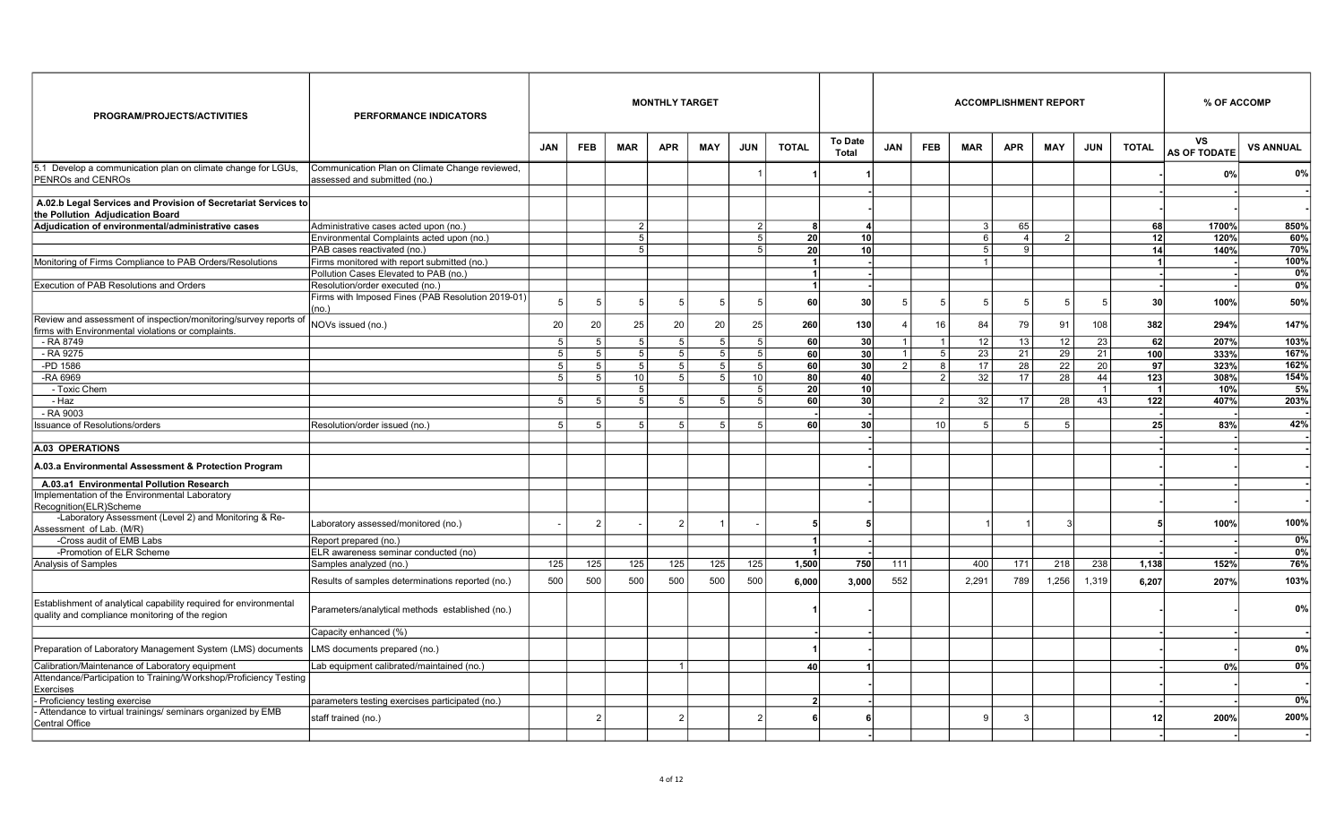| PROGRAM/PROJECTS/ACTIVITIES | PERFORMANCE INDICATORS | MONTHLY TARGET | | | | | | | | ACCOMPLISHMENT REPORT | | | | | | | % OF ACCOMP | |
|---|---|---|---|---|---|---|---|---|---|---|---|---|---|---|---|---|---|---|
| | | JAN | FEB | MAR | APR | MAY | JUN | TOTAL | To Date Total | JAN | FEB | MAR | APR | MAY | JUN | TOTAL | VS AS OF TODATE | VS ANNUAL |
| 5.1 Develop a communication plan on climate change for LGUs, PENROs and CENROs | Communication Plan on Climate Change reviewed, assessed and submitted (no.) | | | | | | 1 | 1 | 1 | | | | | | | - | 0% | 0% |
| | | | | | | | | | - | | | | | | | - | - | - |
| A.02.b Legal Services and Provision of Secretariat Services to the Pollution Adjudication Board | | | | | | | | | - | | | | | | | - | - | - |
| Adjudication of environmental/administrative cases | Administrative cases acted upon (no.) | | | 2 | | | 2 | 8 | 4 | | | 3 | 65 | | | 68 | 1700% | 850% |
| | Environmental Complaints acted upon (no.) | | | 5 | | | 5 | 20 | 10 | | | 6 | 4 | 2 | | 12 | 120% | 60% |
| | PAB cases reactivated (no.) | | | 5 | | | 5 | 20 | 10 | | | 5 | 9 | | | 14 | 140% | 70% |
| Monitoring of Firms Compliance to PAB Orders/Resolutions | Firms monitored with report submitted (no.) | | | | | | | 1 | - | | | 1 | | | | 1 | - | 100% |
| | Pollution Cases Elevated to PAB (no.) | | | | | | | 1 | - | | | | | | | - | - | 0% |
| Execution of PAB Resolutions and Orders | Resolution/order executed (no.) | | | | | | | 1 | - | | | | | | | - | - | 0% |
| | Firms with Imposed Fines (PAB Resolution 2019-01) (no.) | 5 | 5 | 5 | 5 | 5 | 5 | 60 | 30 | 5 | 5 | 5 | 5 | 5 | 5 | 30 | 100% | 50% |
| Review and assessment of inspection/monitoring/survey reports of firms with Environmental violations or complaints. | NOVs issued (no.) | 20 | 20 | 25 | 20 | 20 | 25 | 260 | 130 | 4 | 16 | 84 | 79 | 91 | 108 | 382 | 294% | 147% |
| - RA 8749 | | 5 | 5 | 5 | 5 | 5 | 5 | 60 | 30 | 1 | 1 | 12 | 13 | 12 | 23 | 62 | 207% | 103% |
| - RA 9275 | | 5 | 5 | 5 | 5 | 5 | 5 | 60 | 30 | 1 | 5 | 23 | 21 | 29 | 21 | 100 | 333% | 167% |
| -PD 1586 | | 5 | 5 | 5 | 5 | 5 | 5 | 60 | 30 | 2 | 8 | 17 | 28 | 22 | 20 | 97 | 323% | 162% |
| -RA 6969 | | 5 | 5 | 10 | 5 | 5 | 10 | 80 | 40 | | 2 | 32 | 17 | 28 | 44 | 123 | 308% | 154% |
| - Toxic Chem | | | | 5 | | | 5 | 20 | 10 | | | | | | 1 | 1 | 10% | 5% |
| - Haz | | 5 | 5 | 5 | 5 | 5 | 5 | 60 | 30 | | 2 | 32 | 17 | 28 | 43 | 122 | 407% | 203% |
| - RA 9003 | | | | | | | | - | - | | | | | | | - | - | - |
| Issuance of Resolutions/orders | Resolution/order issued (no.) | 5 | 5 | 5 | 5 | 5 | 5 | 60 | 30 | | 10 | 5 | 5 | 5 | | 25 | 83% | 42% |
| | | | | | | | | | - | | | | | | | - | - | - |
| A.03 OPERATIONS | | | | | | | | | - | | | | | | | - | - | - |
| A.03.a Environmental Assessment & Protection Program | | | | | | | | | - | | | | | | | - | - | - |
| A.03.a1 Environmental Pollution Research | | | | | | | | | - | | | | | | | - | - | - |
| Implementation of the Environmental Laboratory Recognition(ELR)Scheme | | | | | | | | | - | | | | | | | - | - | - |
| -Laboratory Assessment (Level 2) and Monitoring & Re-Assessment of Lab. (M/R) | Laboratory assessed/monitored (no.) | - | 2 | - | 2 | 1 | - | 5 | 5 | | | 1 | 1 | 3 | | 5 | 100% | 100% |
| -Cross audit of EMB Labs | Report prepared (no.) | | | | | | | 1 | - | | | | | | | - | - | 0% |
| -Promotion of ELR Scheme | ELR awareness seminar conducted (no) | | | | | | | 1 | - | | | | | | | - | - | 0% |
| Analysis of Samples | Samples analyzed (no.) | 125 | 125 | 125 | 125 | 125 | 125 | 1,500 | 750 | 111 | | 400 | 171 | 218 | 238 | 1,138 | 152% | 76% |
| | Results of samples determinations reported (no.) | 500 | 500 | 500 | 500 | 500 | 500 | 6,000 | 3,000 | 552 | | 2,291 | 789 | 1,256 | 1,319 | 6,207 | 207% | 103% |
| Establishment of analytical capability required for environmental quality and compliance monitoring of the region | Parameters/analytical methods established (no.) | | | | | | | 1 | - | | | | | | | - | - | 0% |
| | Capacity enhanced (%) | | | | | | | - | - | | | | | | | - | - | - |
| Preparation of Laboratory Management System (LMS) documents | LMS documents prepared (no.) | | | | | | | 1 | - | | | | | | | - | - | 0% |
| Calibration/Maintenance of Laboratory equipment | Lab equipment calibrated/maintained (no.) | | | | 1 | | | 40 | 1 | | | | | | | - | 0% | 0% |
| Attendance/Participation to Training/Workshop/Proficiency Testing Exercises | | | | | | | | | - | | | | | | | - | - | - |
| - Proficiency testing exercise | parameters testing exercises participated (no.) | | | | | | | 2 | - | | | | | | | - | - | 0% |
| - Attendance to virtual trainings/ seminars organized by EMB Central Office | staff trained (no.) | | 2 | | 2 | | 2 | 6 | 6 | | | 9 | 3 | | | 12 | 200% | 200% |
| | | | | | | | | | - | | | | | | | - | - | - |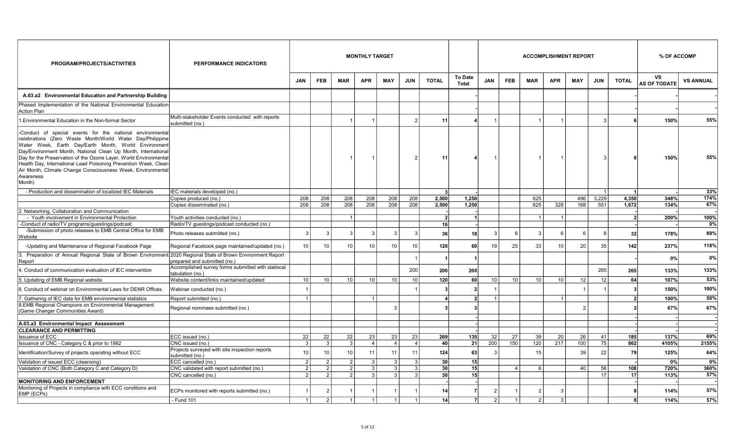| PROGRAM/PROJECTS/ACTIVITIES | PERFORMANCE INDICATORS | MONTHLY TARGET | | | | | | | | ACCOMPLISHMENT REPORT | | | | | | | % OF ACCOMP | |
|---|---|---|---|---|---|---|---|---|---|---|---|---|---|---|---|---|---|---|
| | | JAN | FEB | MAR | APR | MAY | JUN | TOTAL | To Date Total | JAN | FEB | MAR | APR | MAY | JUN | TOTAL | VS AS OF TODATE | VS ANNUAL |
| **A.03.a2 Environmental Education and Partnership Building** | | | | | | | | | | | | | | | | | - | - |
| Phased Implementation of the National Environmental Education Action Plan | | | | | | | | | - | | | | | | | | - | - |
| 1.Environmental Education in the Non-formal Sector | Multi-stakeholder Events conducted with reports submitted (no.) | | | 1 | 1 | | 2 | 11 | 4 | 1 | | 1 | 1 | | 3 | 6 | 150% | 55% |
| -Conduct of special events for the national environmental celebrations (Zero Waste Month/World Water Day/Philippine Water Week, Earth Day/Earth Month, World Environment Day/Environment Month, National Clean Up Month, International Day for the Preservation of the Ozone Layer, World Environmental Health Day, International Lead Poisoning Prevention Week, Clean Air Month, Climate Change Consciousness Week, Environmental Awareness Month) | | | | 1 | 1 | | 2 | 11 | 4 | 1 | | 1 | 1 | | 3 | 6 | 150% | 55% |
| - Production and dissemination of localized IEC Materials | IEC materials developed (no.) | | | | | | | 3 | - | | | | | | 1 | 1 | - | 33% |
| | Copies produced (no.) | 208 | 208 | 208 | 208 | 208 | 208 | 2,500 | 1,250 | | | 625 | | 496 | 3,229 | 4,350 | 348% | 174% |
| | Copies disseminated (no.) | 208 | 208 | 208 | 208 | 208 | 208 | 2,500 | 1,250 | | | 625 | 328 | 168 | 551 | 1,672 | 134% | 67% |
| 2. Networking, Collaboration and Communication | | | | | | | | | - | | | | | | | | - | - |
| - Youth involvement in Environmental Protection | Youth activities conducted (no.) | | | 1 | | | | 2 | 1 | | | 1 | 1 | | | 2 | 200% | 100% |
| -Conduct of radio/TV programs/guestings/podcast | Radio/TV guestings/podcast conducted (no.) | | | | | | | 16 | - | | | | | | | - | - | 0% |
| -Submission of photo releases to EMB Central Office for EMB Website | Photo releases submitted (no.) | 3 | 3 | 3 | 3 | 3 | 3 | 36 | 18 | 3 | 6 | 3 | 6 | 6 | 8 | 32 | 178% | 89% |
| -Updating and Maintenance of Regional Facebook Page | Regional Facebook page maintained/updated (no.) | 10 | 10 | 10 | 10 | 10 | 10 | 120 | 60 | 19 | 25 | 33 | 10 | 20 | 35 | 142 | 237% | 118% |
| 3. Preparation of Annual Regional State of Brown Environment Report | 2020 Regional State of Brown Environment Report prepared and submitted (no.) | | | | | | 1 | 1 | 1 | | | | | | | - | 0% | 0% |
| 4. Conduct of communication evaluation of IEC intervention | Accomplished survey forms submitted with statiscal tabulation (no.) | | | | | | 200 | 200 | 200 | | | | | | 265 | 265 | 133% | 133% |
| 5. Updating of EMB Regional website | Website content/links maintained/updated | 10 | 10 | 10 | 10 | 10 | 10 | 120 | 60 | 10 | 10 | 10 | 10 | 12 | 12 | 64 | 107% | 53% |
| 6. Conduct of webinar on Environmental Laws for DENR Offices | Webinar conducted (no.) | 1 | | | | | 1 | 3 | 2 | 1 | | | | 1 | 1 | 3 | 150% | 100% |
| 7. Gathering of IEC data for EMB environmental statistics | Report submitted (no.) | 1 | | | 1 | | | 4 | 2 | 1 | | | 1 | | | 2 | 100% | 50% |
| 8.EMB Regional Champions on Environmental Management (Game Changer Communities Award) | Regional nominees submitted (no.) | | | | | 3 | | 3 | 3 | | | | | 2 | | 2 | 67% | 67% |
| | | | | | | | | | - | | | | | | | - | - | - |
| **A.03.a3 Environmental Impact Assessment** | | | | | | | | | - | | | | | | | - | - | - |
| **CLEARANCE AND PERMITTING** | | | | | | | | | - | | | | | | | - | - | - |
| Issuance of ECC | ECC issued (no.) | 22 | 22 | 22 | 23 | 23 | 23 | 269 | 135 | 32 | 27 | 39 | 20 | 26 | 41 | 185 | 137% | 69% |
| Issuance of CNC - Category C & prior to 1982 | CNC issued (no.) | 3 | 3 | 3 | 4 | 4 | 4 | 40 | 21 | 200 | 150 | 120 | 217 | 100 | 75 | 862 | 4105% | 2155% |
| Identification/Survey of projects operating without ECC | Projects surveyed with site inspection reports submitted (no.) | 10 | 10 | 10 | 11 | 11 | 11 | 124 | 63 | 3 | | 15 | | 39 | 22 | 79 | 125% | 64% |
| Validation of issued ECC (cleansing) | ECC cancelled (no.) | 2 | 2 | 2 | 3 | 3 | 3 | 30 | 15 | | | | | | | - | 0% | 0% |
| Validation of CNC (Both Category C and Category D) | CNC validated with report submitted (no.) | 2 | 2 | 2 | 3 | 3 | 3 | 30 | 15 | | 4 | 6 | | 40 | 58 | 108 | 720% | 360% |
| | CNC cancelled (no.) | 2 | 2 | 2 | 3 | 3 | 3 | 30 | 15 | | | | | | 17 | 17 | 113% | 57% |
| **MONITORING AND ENFORCEMENT** | | | | | | | | - | - | | | | | | | - | - | - |
| Monitoring of Projects in compliance with ECC conditions and EMP (ECPs) | ECPs monitored with reports submitted (no.) | 1 | 2 | 1 | 1 | 1 | 1 | 14 | 7 | 2 | 1 | 2 | 3 | | | 8 | 114% | 57% |
| | - Fund 101 | 1 | 2 | 1 | 1 | 1 | 1 | 14 | 7 | 2 | 1 | 2 | 3 | | | 8 | 114% | 57% |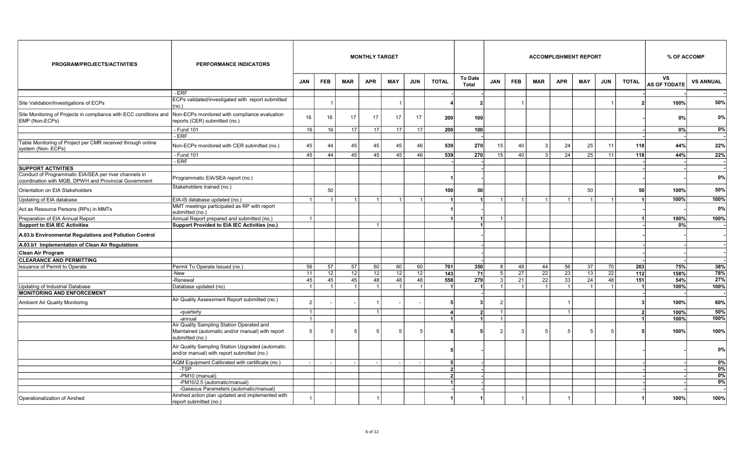| PROGRAM/PROJECTS/ACTIVITIES | PERFORMANCE INDICATORS | MONTHLY TARGET | | | | | | | | ACCOMPLISHMENT REPORT | | | | | | | % OF ACCOMP | |
|---|---|---|---|---|---|---|---|---|---|---|---|---|---|---|---|---|---|---|
| | | JAN | FEB | MAR | APR | MAY | JUN | TOTAL | To Date Total | JAN | FEB | MAR | APR | MAY | JUN | TOTAL | VS AS OF TODATE | VS ANNUAL |
| | - ERF | | | | | | | - | - | | | | | | | - | - | - |
| Site Validation/Investigations of ECPs | ECPs validated/investigated with report submitted (no.) | | 1 | | | 1 | | 4 | 2 | | 1 | | | | 1 | 2 | 100% | 50% |
| Site Monitoring of Projects in compliance with ECC conditions and EMP (Non-ECPs) | Non-ECPs monitored with compliance evaluation reports (CER) submitted (no.) | 16 | 16 | 17 | 17 | 17 | 17 | 200 | 100 | | | | | | | - | 0% | 0% |
| | - Fund 101 | 16 | 16 | 17 | 17 | 17 | 17 | 200 | 100 | | | | | | | - | 0% | 0% |
| | - ERF | | | | | | | | - | | | | | | | - | - | - |
| Table Monitoring of Project per CMR received through online system (Non- ECPs) | Non-ECPs monitored with CER submitted (no.) | 45 | 44 | 45 | 45 | 45 | 46 | 539 | 270 | 15 | 40 | 3 | 24 | 25 | 11 | 118 | 44% | 22% |
| | - Fund 101 | 45 | 44 | 45 | 45 | 45 | 46 | 539 | 270 | 15 | 40 | 3 | 24 | 25 | 11 | 118 | 44% | 22% |
| | - ERF | | | | | | | - | - | | | | | | | - | - | - |
| **SUPPORT ACTIVITIES** | | | | | | | | | - | | | | | | | - | - | - |
| Conduct of Programmatic EIA/SEA per river channels in coordination with MGB, DPWH and Provincial Government | Programmatic EIA/SEA report (no.) | | | | | | | 1 | - | | | | | | | - | - | 0% |
| Orientation on EIA Stakeholders | Stakeholders trained (no.) | | 50 | | | | | 100 | 50 | | | | | 50 | | 50 | 100% | 50% |
| Updating of EIA database | EIA-IS database updated (no.) | 1 | 1 | 1 | 1 | 1 | 1 | 1 | 1 | 1 | 1 | 1 | 1 | 1 | 1 | 1 | 100% | 100% |
| Act as Resource Persons (RPs) in MMTs | MMT meetings participated as RP with report submitted (no.) | | | | | | | 1 | - | | | | | | | - | - | 0% |
| Preparation of EIA Annual Report | Annual Report prepared and submitted (no.) | 1 | | | | | | 1 | 1 | 1 | | | | | | 1 | 100% | 100% |
| **Support to EIA IEC Activities** | **Support Provided to EIA IEC Activities (no.)** | | | | 1 | | | | 1 | | | | | | | - | 0% | - |
| **A.03.b Environmental Regulations and Pollution Control** | | | | | | | | | - | | | | | | | - | - | - |
| **A.03.b1 Implementation of Clean Air Regulations** | | | | | | | | | - | | | | | | | - | - | - |
| **Clean Air Program** | | | | | | | | | - | | | | | | | - | - | - |
| **CLEARANCE AND PERMITTING** | | | | | | | | | - | | | | | | | - | - | - |
| Issuance of Permit to Operate | Permit To Operate Issued (no.) | 56 | 57 | 57 | 60 | 60 | 60 | 701 | 350 | 8 | 48 | 44 | 56 | 37 | 70 | 263 | 75% | 38% |
| | -New | 11 | 12 | 12 | 12 | 12 | 12 | 143 | 71 | 5 | 27 | 22 | 23 | 13 | 22 | 112 | 158% | 78% |
| | -Renewal | 45 | 45 | 45 | 48 | 48 | 48 | 558 | 279 | 3 | 21 | 22 | 33 | 24 | 48 | 151 | 54% | 27% |
| Updating of Industrial Database | Database updated (no) | 1 | 1 | 1 | 1 | 1 | 1 | 1 | 1 | 1 | 1 | 1 | 1 | 1 | 1 | 1 | 100% | 100% |
| **MONITORING AND ENFORCEMENT** | | | | | | | | | - | | | | | | | - | - | - |
| Ambient Air Quality Monitoring | Air Quality Assessment Report submitted (no.) | 2 | - | - | 1 | - | - | 5 | 3 | 2 | | | 1 | | | 3 | 100% | 60% |
| | -quarterly | 1 | | | 1 | | | 4 | 2 | 1 | | | 1 | | | 2 | 100% | 50% |
| | -annual | 1 | | | | | | 1 | 1 | 1 | | | | | | 1 | 100% | 100% |
| | Air Quality Sampling Station Operated and Maintained (automatic and/or manual) with report submitted (no.) | 5 | 5 | 5 | 5 | 5 | 5 | 5 | 5 | 2 | 3 | 5 | 5 | 5 | 5 | 5 | 100% | 100% |
| | Air Quality Sampling Station Upgraded (automatic and/or manual) with report submitted (no.) | | | | | | | 5 | - | | | | | | | - | - | 0% |
| | AQM Equipment Calibrated with certificate (no.) | - | - | - | - | - | - | 5 | - | | | | | | | - | - | 0% |
| | -TSP | | | | | | | 2 | - | | | | | | | - | - | 0% |
| | -PM10 (manual) | | | | | | | 2 | - | | | | | | | - | - | 0% |
| | -PM10/2.5 (automatic/manual) | | | | | | | 1 | - | | | | | | | - | - | 0% |
| | -Gaseous Parameters (automatic/manual) | | | | | | | - | - | | | | | | | - | - | - |
| Operationalization of Airshed | Airshed action plan updated and implemented with report submitted (no.) | 1 | | | 1 | | | 1 | 1 | | 1 | | 1 | | | 1 | 100% | 100% |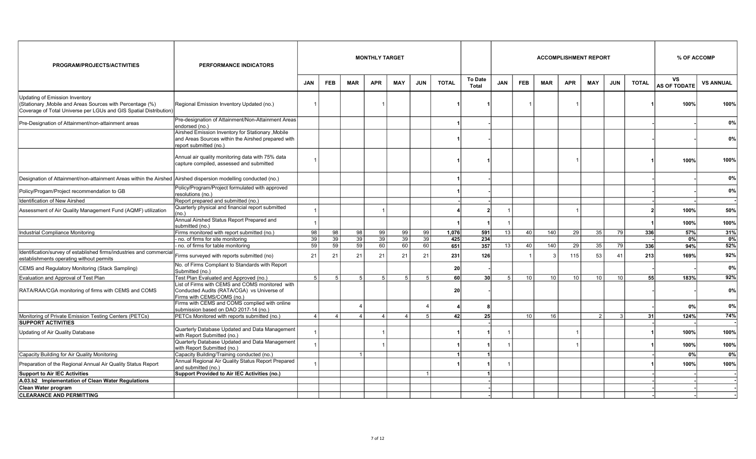| PROGRAM/PROJECTS/ACTIVITIES | PERFORMANCE INDICATORS | MONTHLY TARGET | | | | | | | | ACCOMPLISHMENT REPORT | | | | | | | % OF ACCOMP | |
|---|---|---|---|---|---|---|---|---|---|---|---|---|---|---|---|---|---|---|
| | | JAN | FEB | MAR | APR | MAY | JUN | TOTAL | To Date Total | JAN | FEB | MAR | APR | MAY | JUN | TOTAL | VS AS OF TODATE | VS ANNUAL |
| Updating of Emission Inventory (Stationary ,Mobile and Areas Sources with Percentage (%) Coverage of Total Universe per LGUs and GIS Spatial Distribution) | Regional Emission Inventory Updated (no.) | 1 | | | 1 | | | 1 | 1 | | 1 | | 1 | | | 1 | 100% | 100% |
| Pre-Designation of Attainment/non-attainment areas | Pre-designation of Attainment/Non-Attainment Areas endorsed (no.) | | | | | | | 1 | - | | | | | | | - | - | 0% |
| | Airshed Emission Inventory for Stationary ,Mobile and Areas Sources within the Airshed prepared with report submitted (no.) | | | | | | | 1 | - | | | | | | | - | - | 0% |
| | Annual air quality monitoring data with 75% data capture compiled, assessed and submitted | 1 | | | | | | 1 | 1 | | | | 1 | | | 1 | 100% | 100% |
| Designation of Attainment/non-attainment Areas within the Airshed | Airshed dispersion modelling conducted (no.) | | | | | | | 1 | - | | | | | | | - | - | 0% |
| Policy/Progam/Project recommendation to GB | Policy/Program/Project formulated with approved resolutions (no.) | | | | | | | 1 | - | | | | | | | - | - | 0% |
| Identification of New Airshed | Report prepared and submitted (no.) | | | | | | | - | - | | | | | | | - | - | - |
| Assessment of Air Quality Management Fund (AQMF) utilization | Quarterly physical and financial report submitted (no.) | 1 | | | 1 | | | 4 | 2 | 1 | | | 1 | | | 2 | 100% | 50% |
| | Annual Airshed Status Report Prepared and submitted (no.) | 1 | | | | | | 1 | 1 | 1 | | | | | | 1 | 100% | 100% |
| Industrial Compliance Monitoring | Firms monitored with report submitted (no.) | 98 | 98 | 98 | 99 | 99 | 99 | 1,076 | 591 | 13 | 40 | 140 | 29 | 35 | 79 | 336 | 57% | 31% |
| | - no. of firms for site monitoring | 39 | 39 | 39 | 39 | 39 | 39 | 425 | 234 | | | | | | | - | 0% | 0% |
| | - no. of firms for table monitoring | 59 | 59 | 59 | 60 | 60 | 60 | 651 | 357 | 13 | 40 | 140 | 29 | 35 | 79 | 336 | 94% | 52% |
| Identification/survey of established firms/industries and commercial establishments operating without permits | Firms surveyed with reports submitted (no) | 21 | 21 | 21 | 21 | 21 | 21 | 231 | 126 | | 1 | 3 | 115 | 53 | 41 | 213 | 169% | 92% |
| CEMS and Regulatory Monitoring (Stack Sampling) | No. of Firms Compliant to Standards with Report Submitted (no.) | | | | | | | 20 | - | | | | | | | - | - | 0% |
| Evaluation and Approval of Test Plan | Test Plan Evaluated and Approved (no.) | 5 | 5 | 5 | 5 | 5 | 5 | 60 | 30 | 5 | 10 | 10 | 10 | 10 | 10 | 55 | 183% | 92% |
| RATA/RAA/CGA monitoring of firms with CEMS and COMS | List of Firms with CEMS and COMS monitored with Conducted Audits (RATA/CGA) vs Universe of Firms with CEMS/COMS (no.) | | | | | | | 20 | - | | | | | | | - | - | 0% |
| | Firms with CEMS and COMS complied with online submission based on DAO 2017-14 (no.) | | | 4 | | | 4 | 4 | 8 | | | | | | | - | 0% | 0% |
| Monitoring of Private Emission Testing Centers (PETCs) | PETCs Monitored with reports submitted (no.) | 4 | 4 | 4 | 4 | 4 | 5 | 42 | 25 | | 10 | 16 | | 2 | 3 | 31 | 124% | 74% |
| **SUPPORT ACTIVITIES** | | | | | | | | | - | | | | | | | - | - | - |
| Updating of Air Quality Database | Quarterly Database Updated and Data Management with Report Submitted (no.) | 1 | | | 1 | | | 1 | 1 | 1 | | | 1 | | | 1 | 100% | 100% |
| | Quarterly Database Updated and Data Management with Report Submitted (no.) | 1 | | | 1 | | | 1 | 1 | 1 | | | 1 | | | 1 | 100% | 100% |
| Capacity Building for Air Quality Monitoring | Capacity Building/Training conducted (no.) | | | 1 | | | | 1 | 1 | | | | | | | - | 0% | 0% |
| Preparation of the Regional Annual Air Quality Status Report | Annual Regional Air Quality Status Report Prepared and submitted (no.) | 1 | | | | | | 1 | 1 | 1 | | | | | | 1 | 100% | 100% |
| **Support to Air IEC Activities** | **Support Provided to Air IEC Activities (no.)** | | | | | | 1 | | 1 | | | | | | | - | - | - |
| **A.03.b2 Implementation of Clean Water Regulations** | | | | | | | | | - | | | | | | | - | - | - |
| **Clean Water program** | | | | | | | | | - | | | | | | | - | - | - |
| **CLEARANCE AND PERMITTING** | | | | | | | | | - | | | | | | | - | - | - |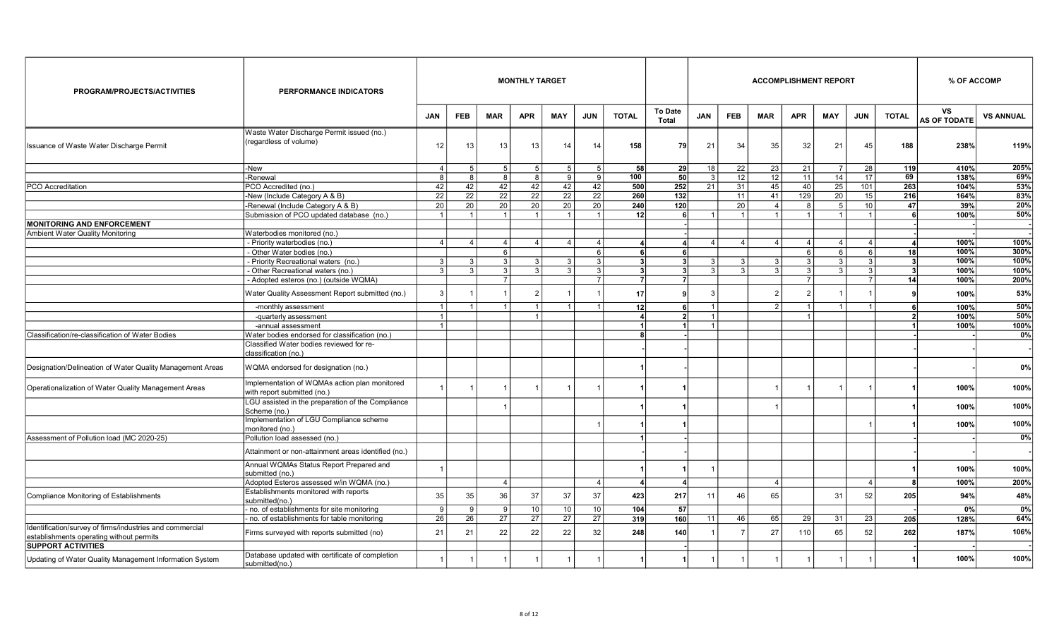| PROGRAM/PROJECTS/ACTIVITIES | PERFORMANCE INDICATORS | MONTHLY TARGET | | | | | | | | ACCOMPLISHMENT REPORT | | | | | | | % OF ACCOMP | |
|---|---|---|---|---|---|---|---|---|---|---|---|---|---|---|---|---|---|---|
| | | JAN | FEB | MAR | APR | MAY | JUN | TOTAL | To Date Total | JAN | FEB | MAR | APR | MAY | JUN | TOTAL | VS AS OF TODATE | VS ANNUAL |
| Issuance of Waste Water Discharge Permit | Waste Water Discharge Permit issued (no.) (regardless of volume) | 12 | 13 | 13 | 13 | 14 | 14 | 158 | 79 | 21 | 34 | 35 | 32 | 21 | 45 | 188 | 238% | 119% |
| | -New | 4 | 5 | 5 | 5 | 5 | 5 | 58 | 29 | 18 | 22 | 23 | 21 | 7 | 28 | 119 | 410% | 205% |
| | -Renewal | 8 | 8 | 8 | 8 | 9 | 9 | 100 | 50 | 3 | 12 | 12 | 11 | 14 | 17 | 69 | 138% | 69% |
| PCO Accreditation | PCO Accredited (no.) | 42 | 42 | 42 | 42 | 42 | 42 | 500 | 252 | 21 | 31 | 45 | 40 | 25 | 101 | 263 | 104% | 53% |
| | -New (Include Category A & B) | 22 | 22 | 22 | 22 | 22 | 22 | 260 | 132 | | 11 | 41 | 129 | 20 | 15 | 216 | 164% | 83% |
| | -Renewal (Include Category A & B) | 20 | 20 | 20 | 20 | 20 | 20 | 240 | 120 | | 20 | 4 | 8 | 5 | 10 | 47 | 39% | 20% |
| | Submission of PCO updated database (no.) | 1 | 1 | 1 | 1 | 1 | 1 | 12 | 6 | 1 | 1 | 1 | 1 | 1 | 1 | 6 | 100% | 50% |
| **MONITORING AND ENFORCEMENT** | | | | | | | | | - | | | | | | | - | - | - |
| Ambient Water Quality Monitoring | Waterbodies monitored (no.) | | | | | | | | - | | | | | | | - | - | - |
| | - Priority waterbodies (no.) | 4 | 4 | 4 | 4 | 4 | 4 | 4 | 4 | 4 | 4 | 4 | 4 | 4 | 4 | 4 | 100% | 100% |
| | - Other Water bodies (no.) | | | 6 | | | 6 | 6 | 6 | | | | 6 | 6 | 6 | 18 | 100% | 300% |
| | - Priority Recreational waters (no.) | 3 | 3 | 3 | 3 | 3 | 3 | 3 | 3 | 3 | 3 | 3 | 3 | 3 | 3 | 3 | 100% | 100% |
| | - Other Recreational waters (no.) | 3 | 3 | 3 | 3 | 3 | 3 | 3 | 3 | 3 | 3 | 3 | 3 | 3 | 3 | 3 | 100% | 100% |
| | - Adopted esteros (no.) (outside WQMA) | | | 7 | | | 7 | 7 | 7 | | | | 7 | | 7 | 14 | 100% | 200% |
| | Water Quality Assessment Report submitted (no.) | 3 | 1 | 1 | 2 | 1 | 1 | 17 | 9 | 3 | | 2 | 2 | 1 | 1 | 9 | 100% | 53% |
| | -monthly assessment | 1 | 1 | 1 | 1 | 1 | 1 | 12 | 6 | 1 | | 2 | 1 | 1 | 1 | 6 | 100% | 50% |
| | -quarterly assessment | 1 | | | 1 | | | 4 | 2 | 1 | | | 1 | | | 2 | 100% | 50% |
| | -annual assessment | 1 | | | | | | 1 | 1 | 1 | | | | | | 1 | 100% | 100% |
| Classification/re-classification of Water Bodies | Water bodies endorsed for classification (no.) | | | | | | | 8 | - | | | | | | | - | - | 0% |
| | Classified Water bodies reviewed for re-classification (no.) | | | | | | | | - | | | | | | | - | - | - |
| Designation/Delineation of Water Quality Management Areas | WQMA endorsed for designation (no.) | | | | | | | 1 | - | | | | | | | - | - | 0% |
| Operationalization of Water Quality Management Areas | Implementation of WQMAs action plan monitored with report submitted (no.) | 1 | 1 | 1 | 1 | 1 | 1 | 1 | 1 | | | 1 | 1 | 1 | 1 | 1 | 100% | 100% |
| | LGU assisted in the preparation of the Compliance Scheme (no.) | | | 1 | | | | 1 | 1 | | | 1 | | | | 1 | 100% | 100% |
| | Implementation of LGU Compliance scheme monitored (no.) | | | | | | 1 | 1 | 1 | | | | | | 1 | 1 | 100% | 100% |
| Assessment of Pollution load (MC 2020-25) | Pollution load assessed (no.) | | | | | | | 1 | - | | | | | | | - | - | 0% |
| | Attainment or non-attainment areas identified (no.) | | | | | | | | - | | | | | | | - | - | - |
| | Annual WQMAs Status Report Prepared and submitted (no.) | 1 | | | | | | 1 | 1 | 1 | | | | | | 1 | 100% | 100% |
| | Adopted Esteros assessed w/in WQMA (no.) | | | 4 | | | 4 | 4 | 4 | | | 4 | | | 4 | 8 | 100% | 200% |
| Compliance Monitoring of Establishments | Establishments monitored with reports submitted(no.) | 35 | 35 | 36 | 37 | 37 | 37 | 423 | 217 | 11 | 46 | 65 | | 31 | 52 | 205 | 94% | 48% |
| | - no. of establishments for site monitoring | 9 | 9 | 9 | 10 | 10 | 10 | 104 | 57 | | | | | | | - | 0% | 0% |
| | - no. of establishments for table monitoring | 26 | 26 | 27 | 27 | 27 | 27 | 319 | 160 | 11 | 46 | 65 | 29 | 31 | 23 | 205 | 128% | 64% |
| Identification/survey of firms/industries and commercial establishments operating without permits | Firms surveyed with reports submitted (no) | 21 | 21 | 22 | 22 | 22 | 32 | 248 | 140 | 1 | 7 | 27 | 110 | 65 | 52 | 262 | 187% | 106% |
| **SUPPORT ACTIVITIES** | | | | | | | | | - | | | | | | | - | - | - |
| Updating of Water Quality Management Information System | Database updated with certificate of completion submitted(no.) | 1 | 1 | 1 | 1 | 1 | 1 | 1 | 1 | 1 | 1 | 1 | 1 | 1 | 1 | 1 | 100% | 100% |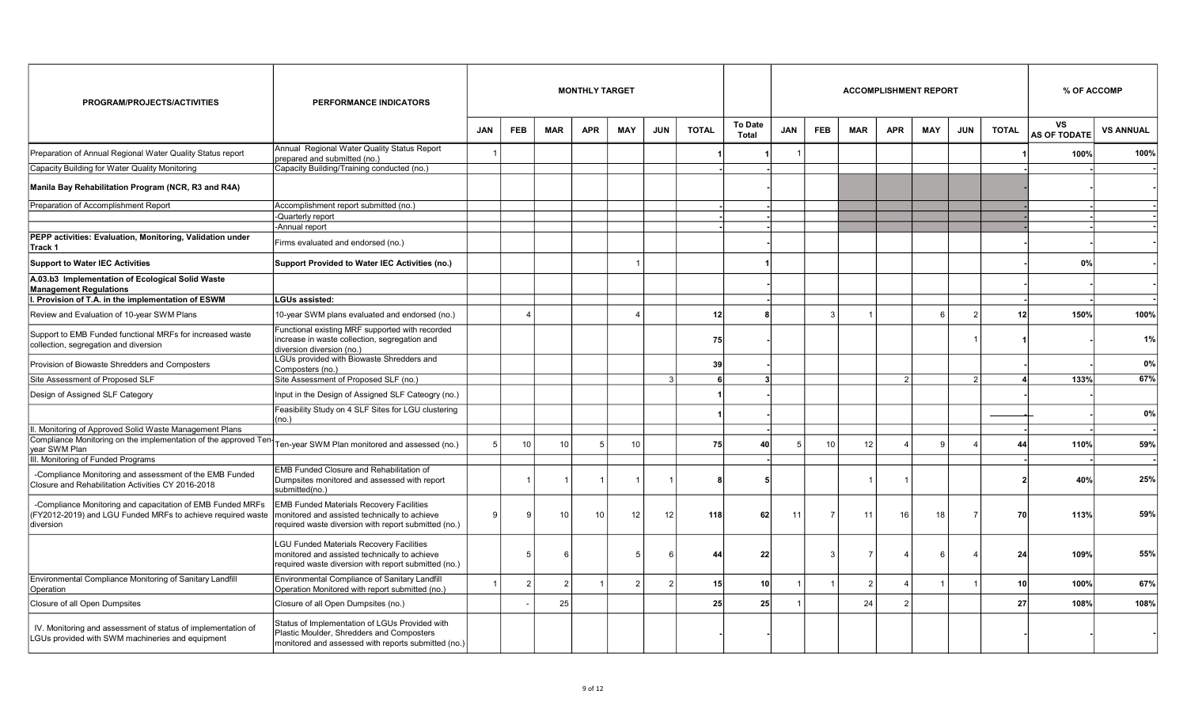| PROGRAM/PROJECTS/ACTIVITIES | PERFORMANCE INDICATORS | MONTHLY TARGET | | | | | | | | ACCOMPLISHMENT REPORT | | | | | | | % OF ACCOMP | |
|---|---|---|---|---|---|---|---|---|---|---|---|---|---|---|---|---|---|---|
| | | JAN | FEB | MAR | APR | MAY | JUN | TOTAL | To Date Total | JAN | FEB | MAR | APR | MAY | JUN | TOTAL | VS AS OF TODATE | VS ANNUAL |
| Preparation of Annual Regional Water Quality Status report | Annual Regional Water Quality Status Report prepared and submitted (no.) | 1 | | | | | | 1 | 1 | 1 | | | | | | 1 | 100% | 100% |
| Capacity Building for Water Quality Monitoring | Capacity Building/Training conducted (no.) | | | | | | | - | - | | | | | | | - | - | - |
| **Manila Bay Rehabilitation Program (NCR, R3 and R4A)** | | | | | | | | | - | | | | | | | - | - | - |
| Preparation of Accomplishment Report | Accomplishment report submitted (no.) | | | | | | | - | - | | | | | | | - | - | - |
| | -Quarterly report | | | | | | | - | - | | | | | | | - | - | - |
| | -Annual report | | | | | | | - | - | | | | | | | - | - | - |
| **PEPP activities: Evaluation, Monitoring, Validation under Track 1** | Firms evaluated and endorsed (no.) | | | | | | | | - | | | | | | | - | - | - |
| **Support to Water IEC Activities** | **Support Provided to Water IEC Activities (no.)** | | | | | 1 | | | 1 | | | | | | | - | 0% | - |
| **A.03.b3 Implementation of Ecological Solid Waste Management Regulations** | | | | | | | | | - | | | | | | | - | - | - |
| **I. Provision of T.A. in the implementation of ESWM** | **LGUs assisted:** | | | | | | | | - | | | | | | | - | - | - |
| Review and Evaluation of 10-year SWM Plans | 10-year SWM plans evaluated and endorsed (no.) | | 4 | | | 4 | | 12 | 8 | | 3 | 1 | | 6 | 2 | 12 | 150% | 100% |
| Support to EMB Funded functional MRFs for increased waste collection, segregation and diversion | Functional existing MRF supported with recorded increase in waste collection, segregation and diversion diversion (no.) | | | | | | | 75 | - | | | | | | 1 | 1 | - | 1% |
| Provision of Biowaste Shredders and Composters | LGUs provided with Biowaste Shredders and Composters (no.) | | | | | | | 39 | - | | | | | | | - | - | 0% |
| Site Assessment of Proposed SLF | Site Assessment of Proposed SLF (no.) | | | | | | 3 | 6 | 3 | | | | 2 | | 2 | 4 | 133% | 67% |
| Design of Assigned SLF Category | Input in the Design of Assigned SLF Cateogry (no.) | | | | | | | 1 | - | | | | | | | - | - | |
| | Feasibility Study on 4 SLF Sites for LGU clustering (no.) | | | | | | | 1 | - | | | | | | | - | - | 0% |
| II. Monitoring of Approved Solid Waste Management Plans | | | | | | | | | - | | | | | | | - | - | - |
| Compliance Monitoring on the implementation of the approved Ten-year SWM Plan | Ten-year SWM Plan monitored and assessed (no.) | 5 | 10 | 10 | 5 | 10 | | 75 | 40 | 5 | 10 | 12 | 4 | 9 | 4 | 44 | 110% | 59% |
| III. Monitoring of Funded Programs | | | | | | | | | - | | | | | | | - | - | - |
| -Compliance Monitoring and assessment of the EMB Funded Closure and Rehabilitation Activities CY 2016-2018 | EMB Funded Closure and Rehabilitation of Dumpsites monitored and assessed with report submitted(no.) | | 1 | 1 | 1 | 1 | 1 | 8 | 5 | | | 1 | 1 | | | 2 | 40% | 25% |
| -Compliance Monitoring and capacitation of EMB Funded MRFs (FY2012-2019) and LGU Funded MRFs to achieve required waste diversion | EMB Funded Materials Recovery Facilities monitored and assisted technically to achieve required waste diversion with report submitted (no.) | 9 | 9 | 10 | 10 | 12 | 12 | 118 | 62 | 11 | 7 | 11 | 16 | 18 | 7 | 70 | 113% | 59% |
| | LGU Funded Materials Recovery Facilities monitored and assisted technically to achieve required waste diversion with report submitted (no.) | | 5 | 6 | | 5 | 6 | 44 | 22 | | 3 | 7 | 4 | 6 | 4 | 24 | 109% | 55% |
| Environmental Compliance Monitoring of Sanitary Landfill Operation | Environmental Compliance of Sanitary Landfill Operation Monitored with report submitted (no.) | 1 | 2 | 2 | 1 | 2 | 2 | 15 | 10 | 1 | 1 | 2 | 4 | 1 | 1 | 10 | 100% | 67% |
| Closure of all Open Dumpsites | Closure of all Open Dumpsites (no.) | | - | 25 | | | | 25 | 25 | 1 | | 24 | 2 | | | 27 | 108% | 108% |
| IV. Monitoring and assessment of status of implementation of LGUs provided with SWM machineries and equipment | Status of Implementation of LGUs Provided with Plastic Moulder, Shredders and Composters monitored and assessed with reports submitted (no.) | | | | | | | - | - | | | | | | | - | - | - |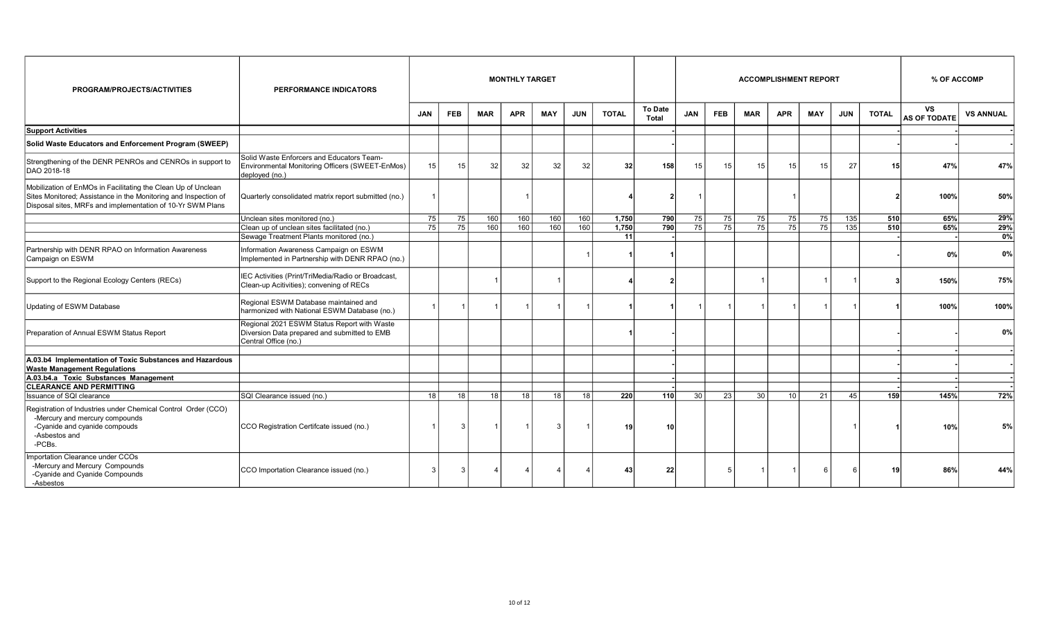| PROGRAM/PROJECTS/ACTIVITIES | PERFORMANCE INDICATORS | MONTHLY TARGET | | | | | | | | ACCOMPLISHMENT REPORT | | | | | | | % OF ACCOMP | |
|---|---|---|---|---|---|---|---|---|---|---|---|---|---|---|---|---|---|---|
| | | JAN | FEB | MAR | APR | MAY | JUN | TOTAL | To Date Total | JAN | FEB | MAR | APR | MAY | JUN | TOTAL | VS AS OF TODATE | VS ANNUAL |
| **Support Activities** | | | | | | | | | - | | | | | | | - | - | - |
| **Solid Waste Educators and Enforcement Program (SWEEP)** | | | | | | | | | - | | | | | | | - | - | - |
| Strengthening of the DENR PENROs and CENROs in support to DAO 2018-18 | Solid Waste Enforcers and Educators Team-Environmental Monitoring Officers (SWEET-EnMos) deployed (no.) | 15 | 15 | 32 | 32 | 32 | 32 | 32 | 158 | 15 | 15 | 15 | 15 | 15 | 27 | 15 | 47% | 47% |
| Mobilization of EnMOs in Facilitating the Clean Up of Unclean Sites Monitored; Assistance in the Monitoring and Inspection of Disposal sites, MRFs and implementation of 10-Yr SWM Plans | Quarterly consolidated matrix report submitted (no.) | 1 | | | 1 | | | 4 | 2 | 1 | | | 1 | | | 2 | 100% | 50% |
| | Unclean sites monitored (no.) | 75 | 75 | 160 | 160 | 160 | 160 | 1,750 | 790 | 75 | 75 | 75 | 75 | 75 | 135 | 510 | 65% | 29% |
| | Clean up of unclean sites facilitated (no.) | 75 | 75 | 160 | 160 | 160 | 160 | 1,750 | 790 | 75 | 75 | 75 | 75 | 75 | 135 | 510 | 65% | 29% |
| | Sewage Treatment Plants monitored (no.) | | | | | | | 11 | - | | | | | | | - | - | 0% |
| Partnership with DENR RPAO on Information Awareness Campaign on ESWM | Information Awareness Campaign on ESWM Implemented in Partnership with DENR RPAO (no.) | | | | | | 1 | 1 | 1 | | | | | | | - | 0% | 0% |
| Support to the Regional Ecology Centers (RECs) | IEC Activities (Print/TriMedia/Radio or Broadcast, Clean-up Acitivities); convening of RECs | | | 1 | | 1 | | 4 | 2 | | | 1 | | 1 | 1 | 3 | 150% | 75% |
| Updating of ESWM Database | Regional ESWM Database maintained and harmonized with National ESWM Database (no.) | 1 | 1 | 1 | 1 | 1 | 1 | 1 | 1 | 1 | 1 | 1 | 1 | 1 | 1 | 1 | 100% | 100% |
| Preparation of Annual ESWM Status Report | Regional 2021 ESWM Status Report with Waste Diversion Data prepared and submitted to EMB Central Office (no.) | | | | | | | 1 | - | | | | | | | - | - | 0% |
| | | | | | | | | | - | | | | | | | - | - | - |
| **A.03.b4 Implementation of Toxic Substances and Hazardous Waste Management Regulations** | | | | | | | | | - | | | | | | | - | - | - |
| **A.03.b4.a Toxic Substances Management** | | | | | | | | | - | | | | | | | - | - | - |
| **CLEARANCE AND PERMITTING** | | | | | | | | | - | | | | | | | - | - | - |
| Issuance of SQI clearance | SQI Clearance issued (no.) | 18 | 18 | 18 | 18 | 18 | 18 | 220 | 110 | 30 | 23 | 30 | 10 | 21 | 45 | 159 | 145% | 72% |
| Registration of Industries under Chemical Control Order (CCO)<br>-Mercury and mercury compounds<br>-Cyanide and cyanide compouds<br>-Asbestos and<br>-PCBs. | CCO Registration Certifcate issued (no.) | 1 | 3 | 1 | 1 | 3 | 1 | 19 | 10 | | | | | | 1 | 1 | 10% | 5% |
| Importation Clearance under CCOs<br>-Mercury and Mercury Compounds<br>-Cyanide and Cyanide Compounds<br>-Asbestos | CCO Importation Clearance issued (no.) | 3 | 3 | 4 | 4 | 4 | 4 | 43 | 22 | | 5 | 1 | 1 | 6 | 6 | 19 | 86% | 44% |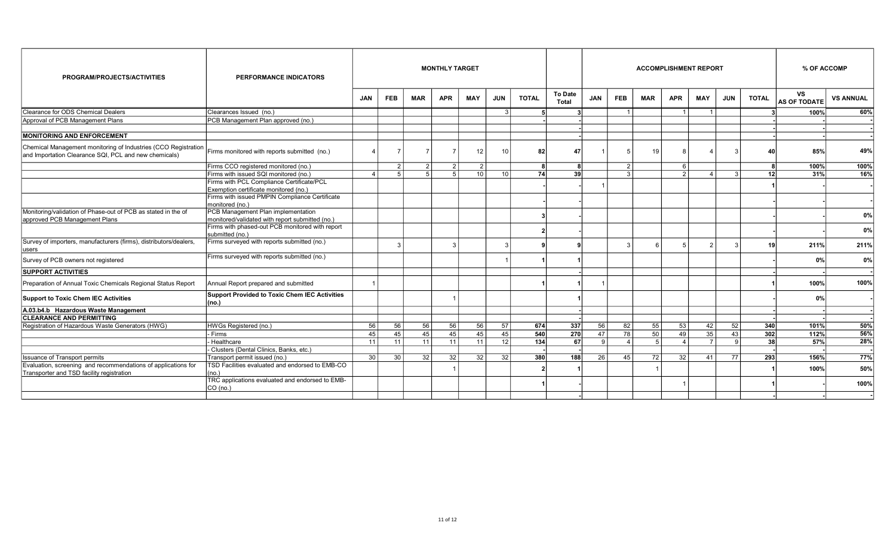| PROGRAM/PROJECTS/ACTIVITIES | PERFORMANCE INDICATORS | MONTHLY TARGET | | | | | | | | ACCOMPLISHMENT REPORT | | | | | | | % OF ACCOMP | |
|---|---|---|---|---|---|---|---|---|---|---|---|---|---|---|---|---|---|---|
| | | JAN | FEB | MAR | APR | MAY | JUN | TOTAL | To Date Total | JAN | FEB | MAR | APR | MAY | JUN | TOTAL | VS AS OF TODATE | VS ANNUAL |
| Clearance for ODS Chemical Dealers | Clearances Issued (no.) | | | | | | 3 | 5 | 3 | | 1 | | 1 | 1 | | 3 | 100% | 60% |
| Approval of PCB Management Plans | PCB Management Plan approved (no.) | | | | | | | - | | | | | | | | - | - | - |
| | | | | | | | | | - | | | | | | | - | - | - |
| **MONITORING AND ENFORCEMENT** | | | | | | | | | - | | | | | | | - | - | - |
| Chemical Management monitoring of Industries (CCO Registration and Importation Clearance SQI, PCL and new chemicals) | Firms monitored with reports submitted (no.) | 4 | 7 | 7 | 7 | 12 | 10 | 82 | 47 | 1 | 5 | 19 | 8 | 4 | 3 | 40 | 85% | 49% |
| | Firms CCO registered monitored (no.) | | 2 | 2 | 2 | 2 | | 8 | 8 | | 2 | | 6 | | | 8 | 100% | 100% |
| | Firms with issued SQI monitored (no.) | 4 | 5 | 5 | 5 | 10 | 10 | 74 | 39 | | 3 | | 2 | 4 | 3 | 12 | 31% | 16% |
| | Firms with PCL Compliance Certificate/PCL Exemption certificate monitored (no.) | | | | | | | - | - | 1 | | | | | | 1 | - | - |
| | Firms with issued PMPIN Compliance Certificate monitored (no.) | | | | | | | - | - | | | | | | | - | - | - |
| Monitoring/validation of Phase-out of PCB as stated in the of approved PCB Management Plans | PCB Management Plan implementation monitored/validated with report submitted (no.) | | | | | | | 3 | - | | | | | | | - | - | 0% |
| | Firms with phased-out PCB monitored with report submitted (no.) | | | | | | | 2 | - | | | | | | | - | - | 0% |
| Survey of importers, manufacturers (firms), distributors/dealers, users | Firms surveyed with reports submitted (no.) | | 3 | | 3 | | 3 | 9 | 9 | | 3 | 6 | 5 | 2 | 3 | 19 | 211% | 211% |
| Survey of PCB owners not registered | Firms surveyed with reports submitted (no.) | | | | | | 1 | 1 | 1 | | | | | | | - | 0% | 0% |
| **SUPPORT ACTIVITIES** | | | | | | | | | - | | | | | | | - | - | - |
| Preparation of Annual Toxic Chemicals Regional Status Report | Annual Report prepared and submitted | 1 | | | | | | 1 | 1 | 1 | | | | | | 1 | 100% | 100% |
| **Support to Toxic Chem IEC Activities** | **Support Provided to Toxic Chem IEC Activities (no.)** | | | | 1 | | | | 1 | | | | | | | - | 0% | - |
| **A.03.b4.b Hazardous Waste Management** | | | | | | | | | - | | | | | | | - | - | - |
| **CLEARANCE AND PERMITTING** | | | | | | | | | - | | | | | | | - | - | - |
| Registration of Hazardous Waste Generators (HWG) | HWGs Registered (no.) | 56 | 56 | 56 | 56 | 56 | 57 | 674 | 337 | 56 | 82 | 55 | 53 | 42 | 52 | 340 | 101% | 50% |
| | - Firms | 45 | 45 | 45 | 45 | 45 | 45 | 540 | 270 | 47 | 78 | 50 | 49 | 35 | 43 | 302 | 112% | 56% |
| | - Healthcare | 11 | 11 | 11 | 11 | 11 | 12 | 134 | 67 | 9 | 4 | 5 | 4 | 7 | 9 | 38 | 57% | 28% |
| | - Clusters (Dental Clinics, Banks, etc.) | | | | | | | - | - | | | | | | | - | - | - |
| Issuance of Transport permits | Transport permit issued (no.) | 30 | 30 | 32 | 32 | 32 | 32 | 380 | 188 | 26 | 45 | 72 | 32 | 41 | 77 | 293 | 156% | 77% |
| Evaluation, screening and recommendations of applications for Transporter and TSD facility registration | TSD Facilities evaluated and endorsed to EMB-CO (no.) | | | | 1 | | | 2 | 1 | | | 1 | | | | 1 | 100% | 50% |
| | TRC applications evaluated and endorsed to EMB-CO (no.) | | | | | | | 1 | - | | | | 1 | | | 1 | - | 100% |
| | | | | | | | | | - | | | | | | | - | - | - |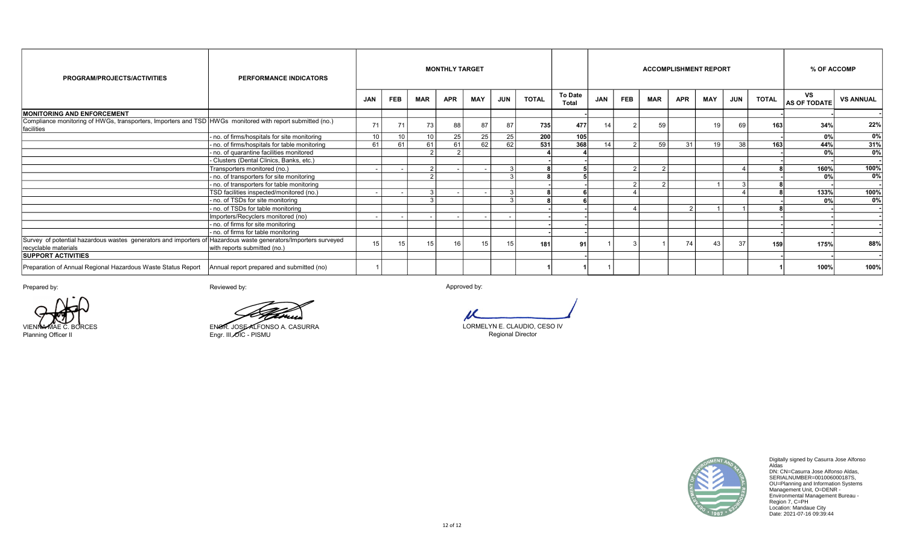| PROGRAM/PROJECTS/ACTIVITIES | PERFORMANCE INDICATORS | MONTHLY TARGET | | | | | | | | ACCOMPLISHMENT REPORT | | | | | | | % OF ACCOMP | |
|---|---|---|---|---|---|---|---|---|---|---|---|---|---|---|---|---|---|---|
| | | JAN | FEB | MAR | APR | MAY | JUN | TOTAL | To Date Total | JAN | FEB | MAR | APR | MAY | JUN | TOTAL | VS AS OF TODATE | VS ANNUAL |
| **MONITORING AND ENFORCEMENT** | | | | | | | | | - | | | | | | | | - | - |
| Compliance monitoring of HWGs, transporters, Importers and TSD facilities | HWGs monitored with report submitted (no.) | 71 | 71 | 73 | 88 | 87 | 87 | 735 | 477 | 14 | 2 | 59 | | 19 | 69 | 163 | 34% | 22% |
| | - no. of firms/hospitals for site monitoring | 10 | 10 | 10 | 25 | 25 | 25 | 200 | 105 | | | | | | | - | 0% | 0% |
| | - no. of firms/hospitals for table monitoring | 61 | 61 | 61 | 61 | 62 | 62 | 531 | 368 | 14 | 2 | 59 | 31 | 19 | 38 | 163 | 44% | 31% |
| | - no. of quarantine facilities monitored | | | 2 | 2 | | | 4 | 4 | | | | | | | - | 0% | 0% |
| | - Clusters (Dental Clinics, Banks, etc.) | | | | | | | - | - | | | | | | | - | - | - |
| | Transporters monitored (no.) | - | - | 2 | - | - | 3 | 8 | 5 | | 2 | 2 | | | 4 | 8 | 160% | 100% |
| | - no. of transporters for site monitoring | | | 2 | | | 3 | 8 | 5 | | | | | | | - | 0% | 0% |
| | - no. of transporters for table monitoring | | | | | | | - | - | | 2 | 2 | | 1 | 3 | 8 | - | - |
| | TSD facilities inspected/monitored (no.) | - | - | 3 | - | - | 3 | 8 | 6 | | 4 | | | | 4 | 8 | 133% | 100% |
| | - no. of TSDs for site monitoring | | | 3 | | | 3 | 8 | 6 | | | | | | | - | 0% | 0% |
| | - no. of TSDs for table monitoring | | | | | | | - | - | | 4 | | 2 | 1 | 1 | 8 | - | - |
| | Importers/Recyclers monitored (no) | - | - | - | - | - | - | - | - | | | | | | | - | - | - |
| | - no. of firms for site monitoring | | | | | | | - | - | | | | | | | - | - | - |
| | - no. of firms for table monitoring | | | | | | | - | - | | | | | | | - | - | - |
| Survey of potential hazardous wastes generators and importers of recyclable materials | Hazardous waste generators/Importers surveyed with reports submitted (no.) | 15 | 15 | 15 | 16 | 15 | 15 | 181 | 91 | 1 | 3 | 1 | 74 | 43 | 37 | 159 | 175% | 88% |
| **SUPPORT ACTIVITIES** | | | | | | | | | - | | | | | | | - | - | - |
| Preparation of Annual Regional Hazardous Waste Status Report | Annual report prepared and submitted (no) | 1 | | | | | | 1 | 1 | 1 | | | | | | 1 | 100% | 100% |

Prepared by:

VIENNA MAE C. BORCES
Planning Officer II

Reviewed by:

ENGR. JOSE ALFONSO A. CASURRA
Engr. III, OIC - PISMU

Approved by:

LORMELYN E. CLAUDIO, CESO IV
Regional Director

Digitally signed by Casurra Jose Alfonso Aldas
DN: CN=Casurra Jose Alfonso Aldas, SERIALNUMBER=001006000187S, OU=Planning and Information Systems Management Unit, O=DENR - Environmental Management Bureau - Region 7, C=PH
Location: Mandaue City
Date: 2021-07-16 09:39:44